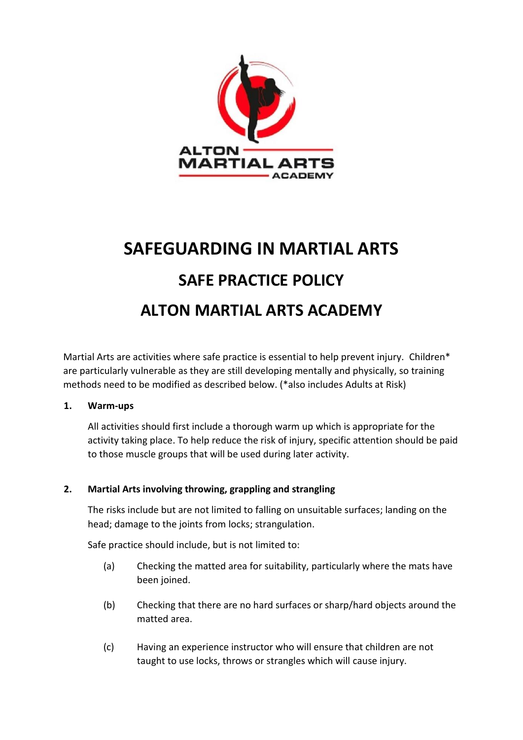# SAFEGUARDING IN MARTIAL ARTS

## SAFE PRACTICE POLICY

## ALTON MARTIAL ARTS ACADEMY

Martial Arts are activities where safe practice is essential to help prevent injury. Children* are particularly vulnerable as they are still developing mentally and physically, so training methods need to be modified as described below. (*also includes Adults at Risk)

**1. Warm-ups**

All activities should first include a thorough warm up which is appropriate for the activity taking place. To help reduce the risk of injury, specific attention should be paid to those muscle groups that will be used during later activity.

**2. Martial Arts involving throwing, grappling and strangling**

The risks include but are not limited to falling on unsuitable surfaces; landing on the head; damage to the joints from locks; strangulation.

Safe practice should include, but is not limited to:

(a) Checking the matted area for suitability, particularly where the mats have been joined.

(b) Checking that there are no hard surfaces or sharp/hard objects around the matted area.

(c) Having an experience instructor who will ensure that children are not taught to use locks, throws or strangles which will cause injury.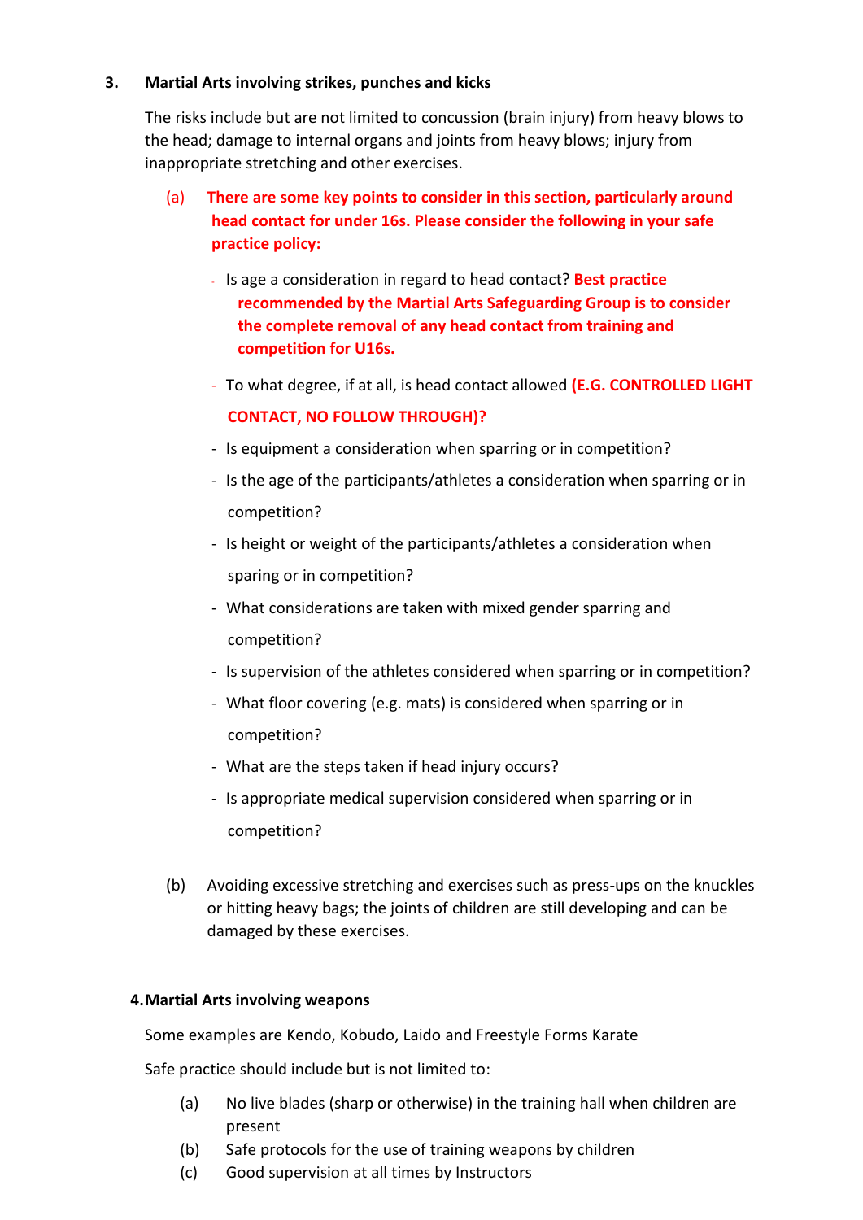## 3. Martial Arts involving strikes, punches and kicks

The risks include but are not limited to concussion (brain injury) from heavy blows to the head; damage to internal organs and joints from heavy blows; injury from inappropriate stretching and other exercises.

(a) **There are some key points to consider in this section, particularly around head contact for under 16s. Please consider the following in your safe practice policy:**

- Is age a consideration in regard to head contact? **Best practice recommended by the Martial Arts Safeguarding Group is to consider the complete removal of any head contact from training and competition for U16s.**
- To what degree, if at all, is head contact allowed **(E.G. CONTROLLED LIGHT CONTACT, NO FOLLOW THROUGH)?**
- Is equipment a consideration when sparring or in competition?
- Is the age of the participants/athletes a consideration when sparring or in competition?
- Is height or weight of the participants/athletes a consideration when sparing or in competition?
- What considerations are taken with mixed gender sparring and competition?
- Is supervision of the athletes considered when sparring or in competition?
- What floor covering (e.g. mats) is considered when sparring or in competition?
- What are the steps taken if head injury occurs?
- Is appropriate medical supervision considered when sparring or in competition?

(b) Avoiding excessive stretching and exercises such as press-ups on the knuckles or hitting heavy bags; the joints of children are still developing and can be damaged by these exercises.

## 4. Martial Arts involving weapons

Some examples are Kendo, Kobudo, Laido and Freestyle Forms Karate

Safe practice should include but is not limited to:

(a) No live blades (sharp or otherwise) in the training hall when children are present

(b) Safe protocols for the use of training weapons by children

(c) Good supervision at all times by Instructors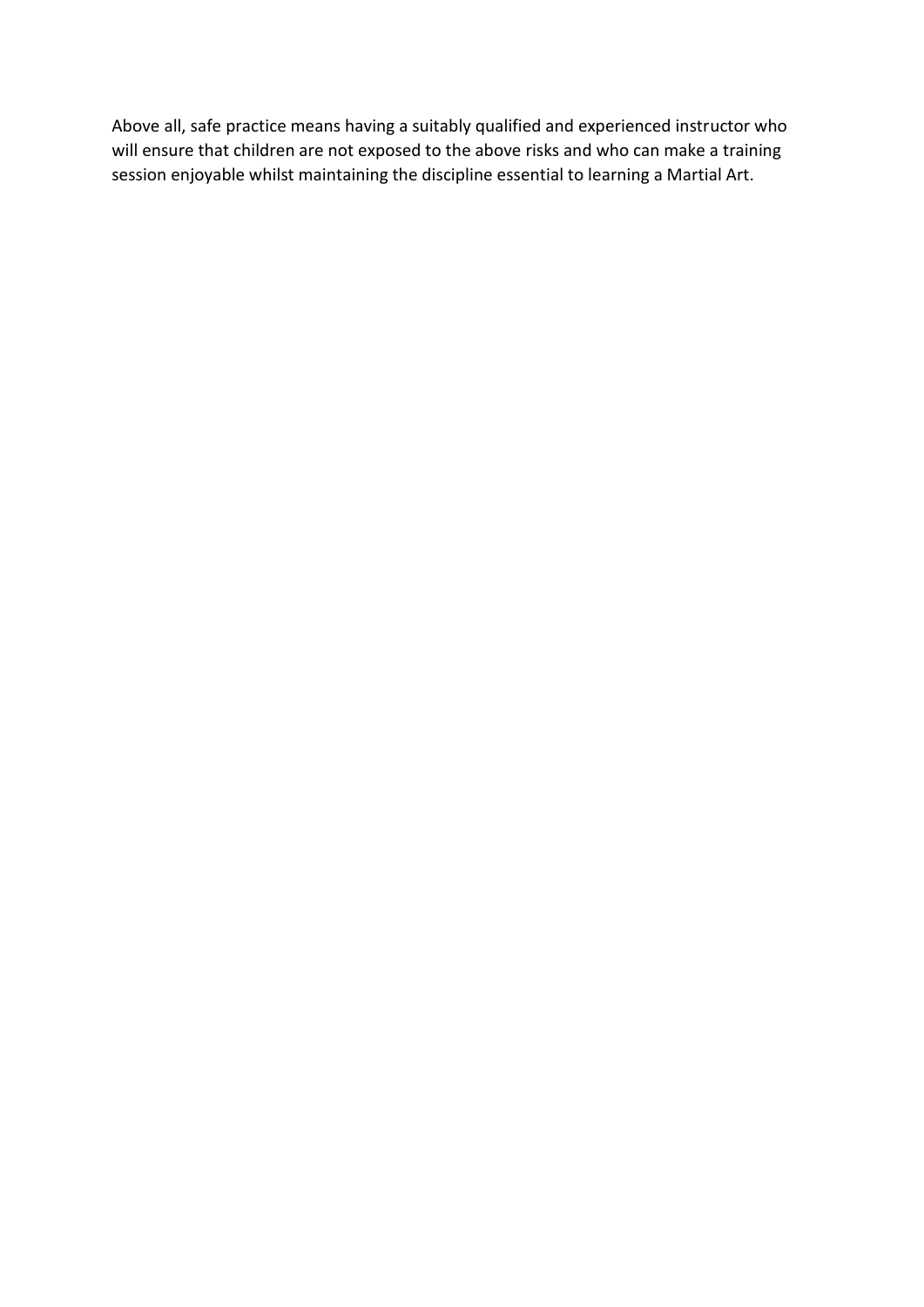Above all, safe practice means having a suitably qualified and experienced instructor who will ensure that children are not exposed to the above risks and who can make a training session enjoyable whilst maintaining the discipline essential to learning a Martial Art.